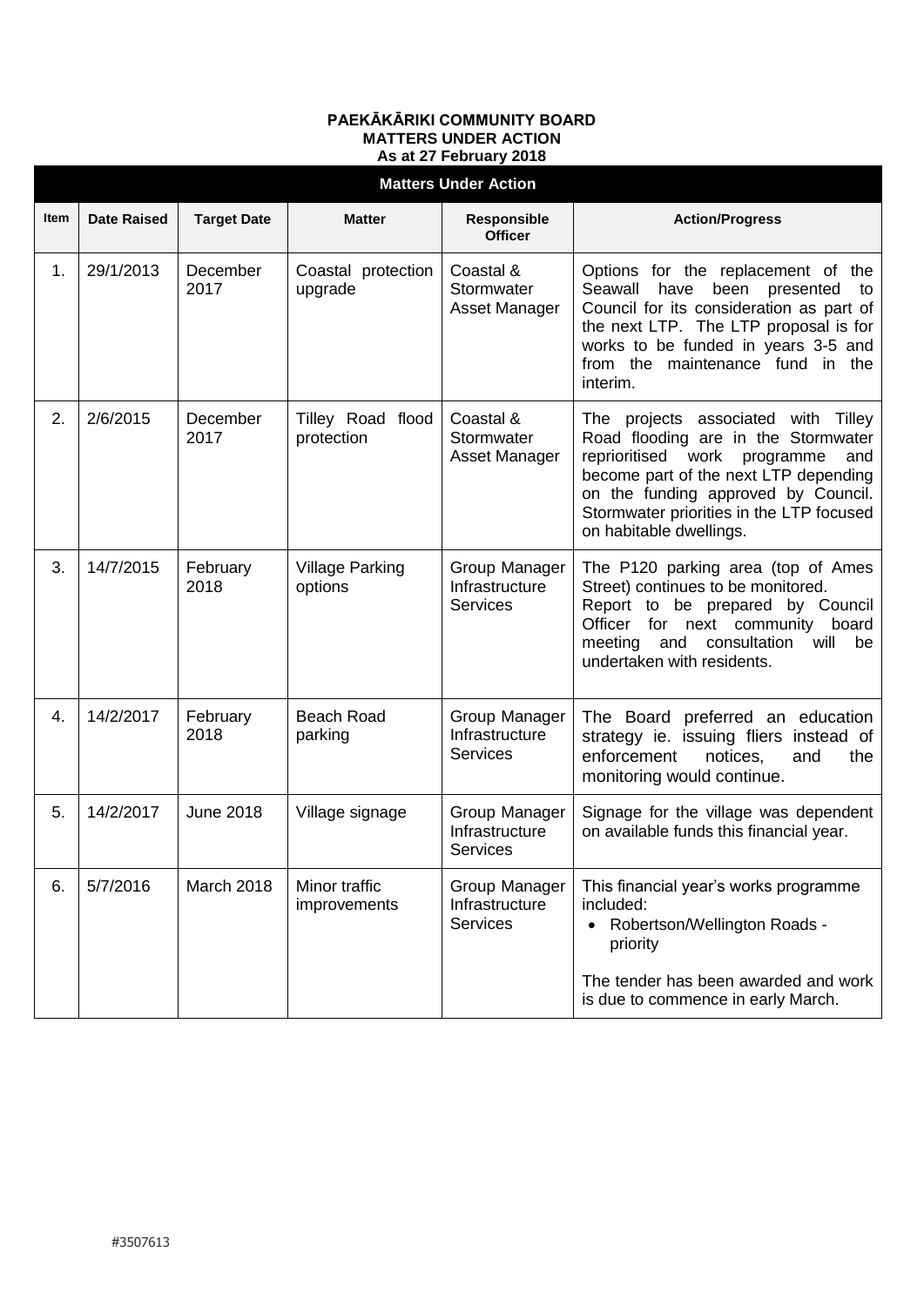**PAEKĀKĀRIKI COMMUNITY BOARD**
**MATTERS UNDER ACTION**
**As at 27 February 2018**

| **Matters Under Action** | | | | | |
|---|---|---|---|---|---|
| **Item** | **Date Raised** | **Target Date** | **Matter** | **Responsible Officer** | **Action/Progress** |
| 1. | 29/1/2013 | December 2017 | Coastal protection upgrade | Coastal & Stormwater Asset Manager | Options for the replacement of the Seawall have been presented to Council for its consideration as part of the next LTP. The LTP proposal is for works to be funded in years 3-5 and from the maintenance fund in the interim. |
| 2. | 2/6/2015 | December 2017 | Tilley Road flood protection | Coastal & Stormwater Asset Manager | The projects associated with Tilley Road flooding are in the Stormwater reprioritised work programme and become part of the next LTP depending on the funding approved by Council. Stormwater priorities in the LTP focused on habitable dwellings. |
| 3. | 14/7/2015 | February 2018 | Village Parking options | Group Manager Infrastructure Services | The P120 parking area (top of Ames Street) continues to be monitored. Report to be prepared by Council Officer for next community board meeting and consultation will be undertaken with residents. |
| 4. | 14/2/2017 | February 2018 | Beach Road parking | Group Manager Infrastructure Services | The Board preferred an education strategy ie. issuing fliers instead of enforcement notices, and the monitoring would continue. |
| 5. | 14/2/2017 | June 2018 | Village signage | Group Manager Infrastructure Services | Signage for the village was dependent on available funds this financial year. |
| 6. | 5/7/2016 | March 2018 | Minor traffic improvements | Group Manager Infrastructure Services | This financial year's works programme included:<br>• Robertson/Wellington Roads - priority<br><br>The tender has been awarded and work is due to commence in early March. |

#3507613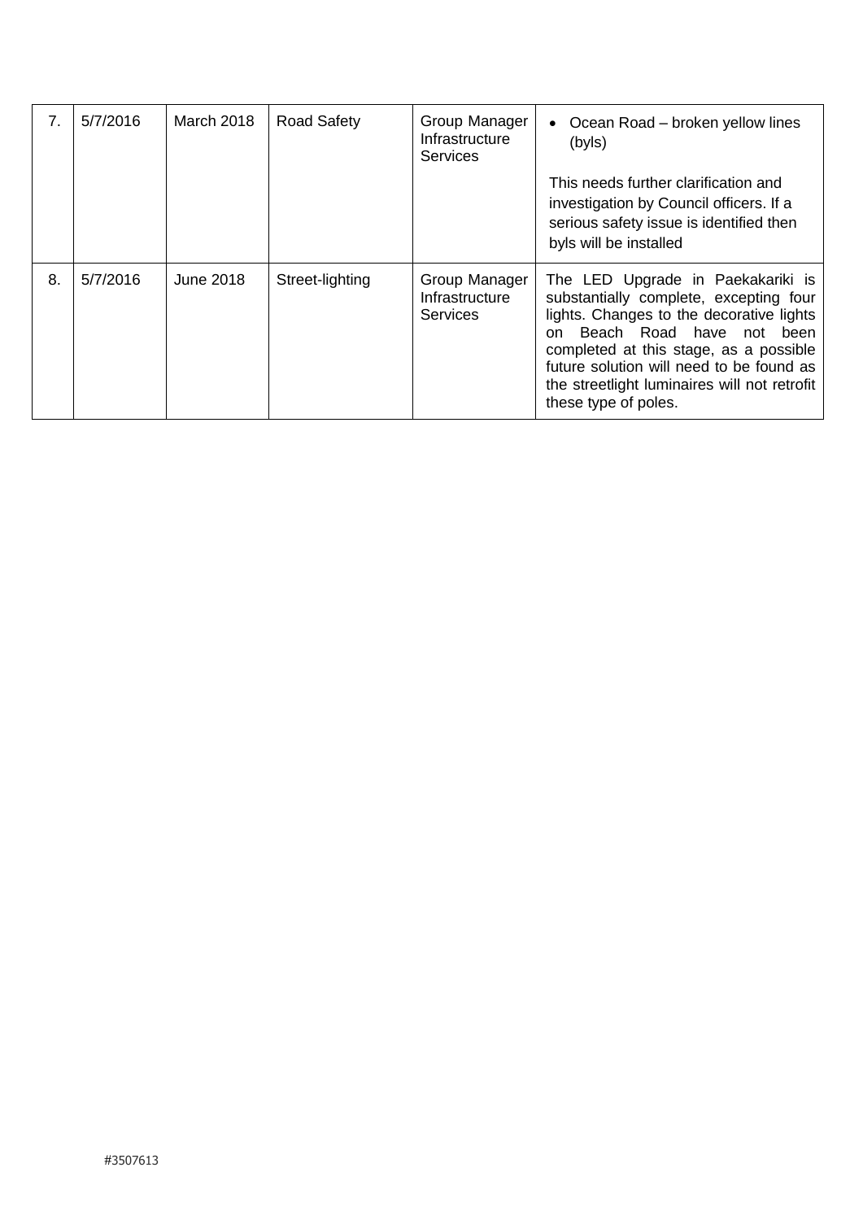| | | | | | |
|---|---|---|---|---|---|
| 7. | 5/7/2016 | March 2018 | Road Safety | Group Manager Infrastructure Services | • Ocean Road – broken yellow lines (byls)<br><br>This needs further clarification and investigation by Council officers. If a serious safety issue is identified then byls will be installed |
| 8. | 5/7/2016 | June 2018 | Street-lighting | Group Manager Infrastructure Services | The LED Upgrade in Paekakariki is substantially complete, excepting four lights. Changes to the decorative lights on Beach Road have not been completed at this stage, as a possible future solution will need to be found as the streetlight luminaires will not retrofit these type of poles. |

#3507613